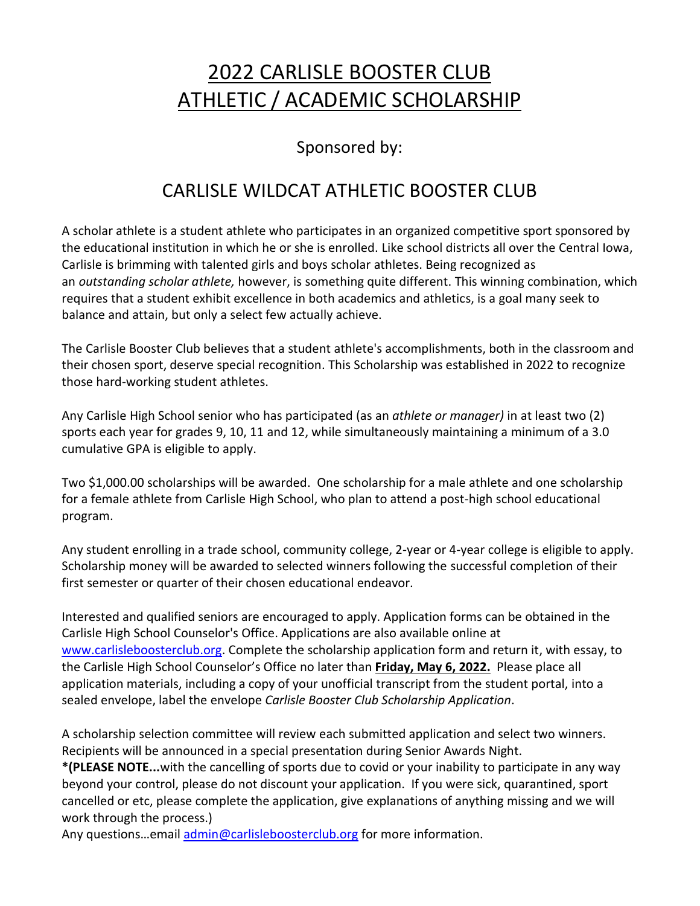# 2022 CARLISLE BOOSTER CLUB ATHLETIC / ACADEMIC SCHOLARSHIP

## Sponsored by:

## CARLISLE WILDCAT ATHLETIC BOOSTER CLUB

A scholar athlete is a student athlete who participates in an organized competitive sport sponsored by the educational institution in which he or she is enrolled. Like school districts all over the Central Iowa, Carlisle is brimming with talented girls and boys scholar athletes. Being recognized as an *outstanding scholar athlete,* however, is something quite different. This winning combination, which requires that a student exhibit excellence in both academics and athletics, is a goal many seek to balance and attain, but only a select few actually achieve.

The Carlisle Booster Club believes that a student athlete's accomplishments, both in the classroom and their chosen sport, deserve special recognition. This Scholarship was established in 2022 to recognize those hard-working student athletes.

Any Carlisle High School senior who has participated (as an *athlete or manager)* in at least two (2) sports each year for grades 9, 10, 11 and 12, while simultaneously maintaining a minimum of a 3.0 cumulative GPA is eligible to apply.

Two $1,000.00 scholarships will be awarded. One scholarship for a male athlete and one scholarship for a female athlete from Carlisle High School, who plan to attend a post-high school educational program.

Any student enrolling in a trade school, community college, 2-year or 4-year college is eligible to apply. Scholarship money will be awarded to selected winners following the successful completion of their first semester or quarter of their chosen educational endeavor.

Interested and qualified seniors are encouraged to apply. Application forms can be obtained in the Carlisle High School Counselor's Office. Applications are also available online at www.carlisleboosterclub.org. Complete the scholarship application form and return it, with essay, to the Carlisle High School Counselor's Office no later than **Friday, May 6, 2022.** Please place all application materials, including a copy of your unofficial transcript from the student portal, into a sealed envelope, label the envelope *Carlisle Booster Club Scholarship Application*.

A scholarship selection committee will review each submitted application and select two winners. Recipients will be announced in a special presentation during Senior Awards Night.
***(PLEASE NOTE...**with the cancelling of sports due to covid or your inability to participate in any way beyond your control, please do not discount your application. If you were sick, quarantined, sport cancelled or etc, please complete the application, give explanations of anything missing and we will work through the process.)
Any questions…email admin@carlisleboosterclub.org for more information.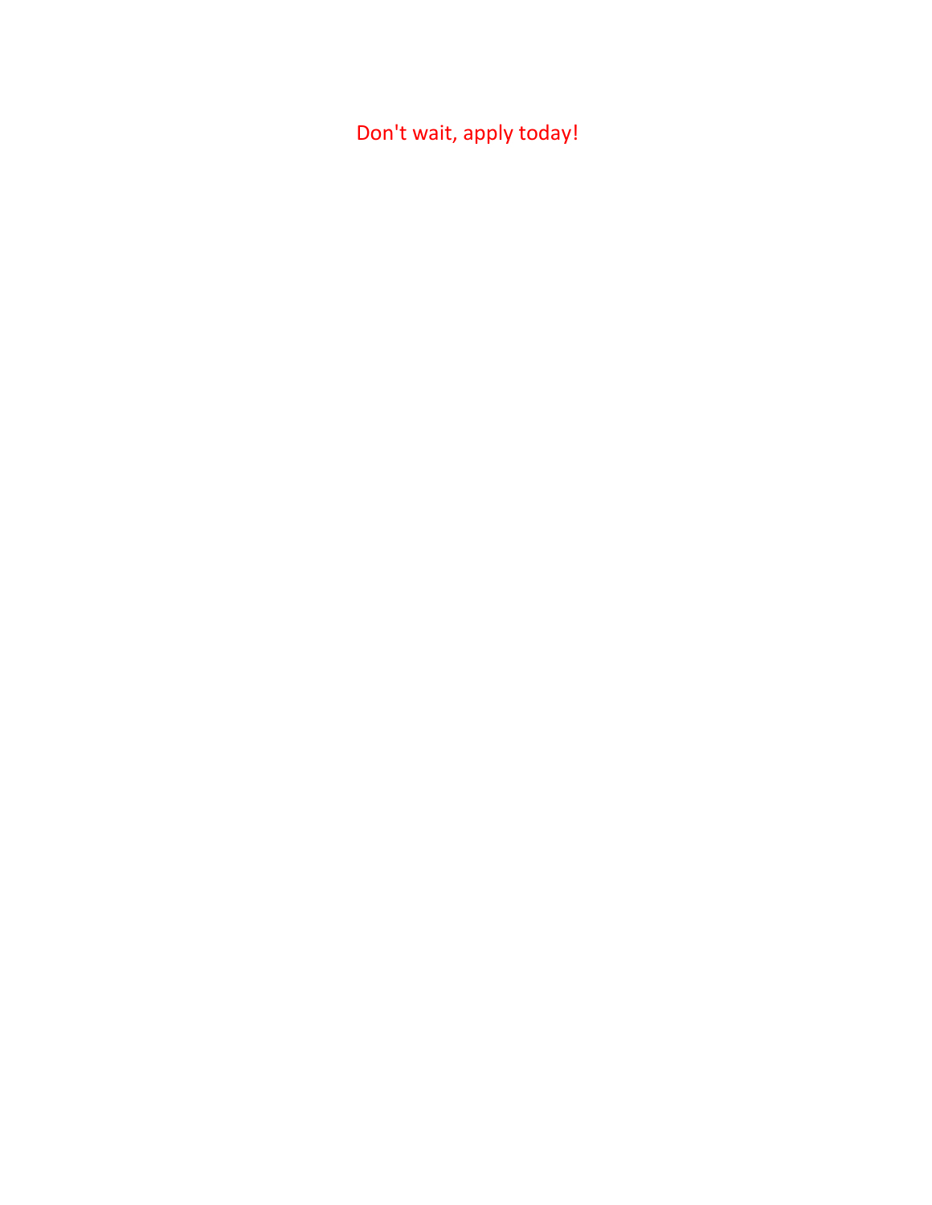Don't wait, apply today!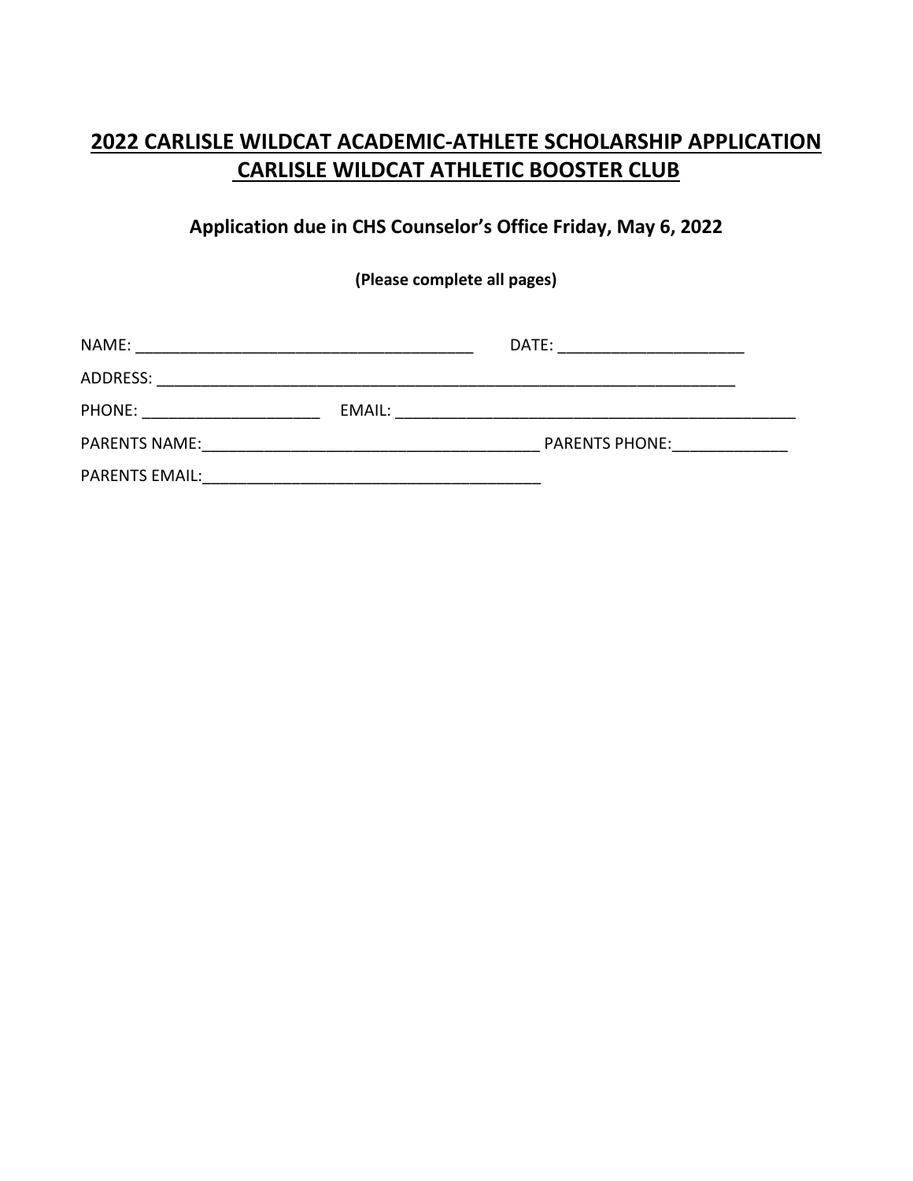# 2022 CARLISLE WILDCAT ACADEMIC-ATHLETE SCHOLARSHIP APPLICATION
# CARLISLE WILDCAT ATHLETIC BOOSTER CLUB

**Application due in CHS Counselor's Office Friday, May 6, 2022**

**(Please complete all pages)**

NAME: _______________________________________ DATE: _____________________

ADDRESS: ____________________________________________________________________

PHONE: ____________________ EMAIL: _______________________________________________

PARENTS NAME:_______________________________________ PARENTS PHONE:_____________

PARENTS EMAIL:_______________________________________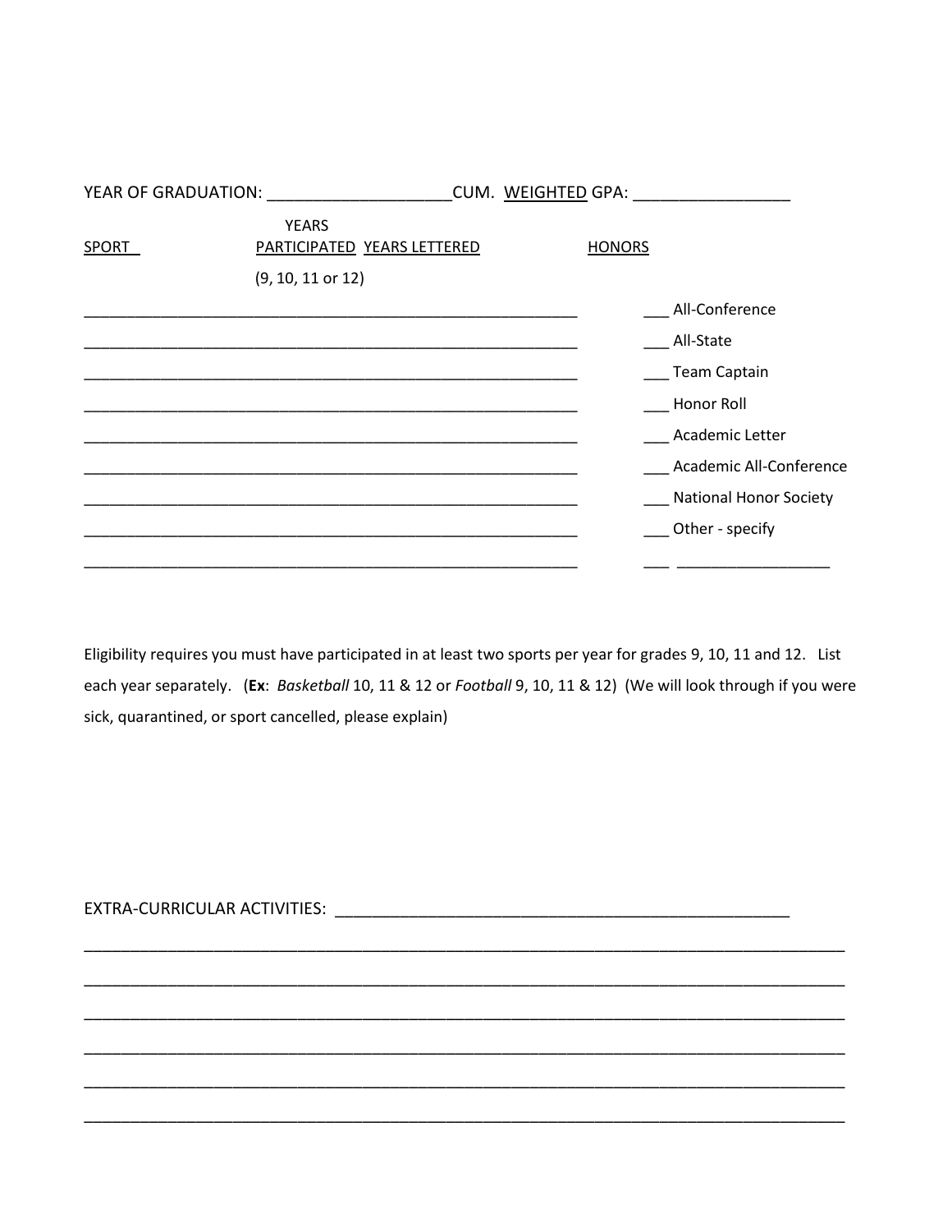YEAR OF GRADUATION: ____________________CUM. WEIGHTED GPA: _________________

| SPORT | YEARS PARTICIPATED (9, 10, 11 or 12) | YEARS LETTERED | HONORS |
|---|---|---|---|
| ___________________ | ___________________ | ___________________ | ___ All-Conference |
| ___________________ | ___________________ | ___________________ | ___ All-State |
| ___________________ | ___________________ | ___________________ | ___ Team Captain |
| ___________________ | ___________________ | ___________________ | ___ Honor Roll |
| ___________________ | ___________________ | ___________________ | ___ Academic Letter |
| ___________________ | ___________________ | ___________________ | ___ Academic All-Conference |
| ___________________ | ___________________ | ___________________ | ___ National Honor Society |
| ___________________ | ___________________ | ___________________ | ___ Other - specify |
| ___________________ | ___________________ | ___________________ | ___ __________________ |

Eligibility requires you must have participated in at least two sports per year for grades 9, 10, 11 and 12. List each year separately. (**Ex**: *Basketball* 10, 11 & 12 or *Football* 9, 10, 11 & 12) (We will look through if you were sick, quarantined, or sport cancelled, please explain)

EXTRA-CURRICULAR ACTIVITIES: ____________________________________________________

_______________________________________________________________________________

_______________________________________________________________________________

_______________________________________________________________________________

_______________________________________________________________________________

_______________________________________________________________________________

_______________________________________________________________________________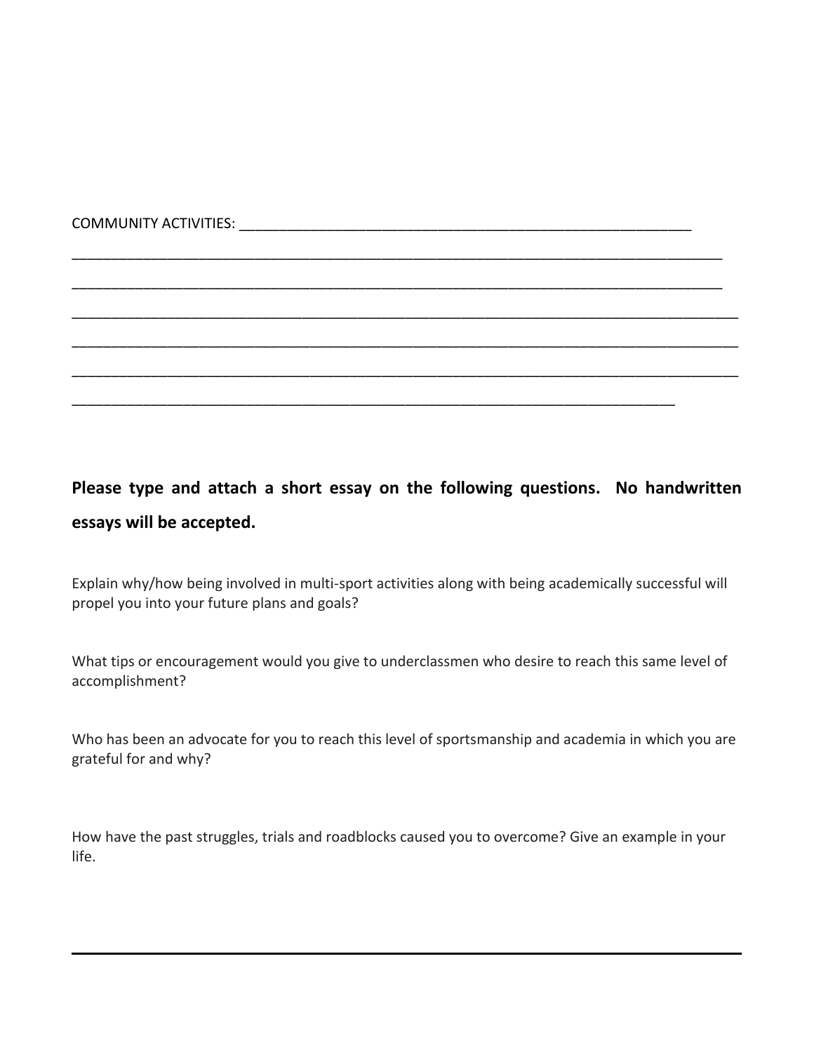COMMUNITY ACTIVITIES: ___________________________________________________________

_____________________________________________________________________________________

_____________________________________________________________________________________

_____________________________________________________________________________________

_____________________________________________________________________________________

_____________________________________________________________________________________

______________________________________________________________________________

**Please type and attach a short essay on the following questions. No handwritten essays will be accepted.**

Explain why/how being involved in multi-sport activities along with being academically successful will propel you into your future plans and goals?

What tips or encouragement would you give to underclassmen who desire to reach this same level of accomplishment?

Who has been an advocate for you to reach this level of sportsmanship and academia in which you are grateful for and why?

How have the past struggles, trials and roadblocks caused you to overcome? Give an example in your life.